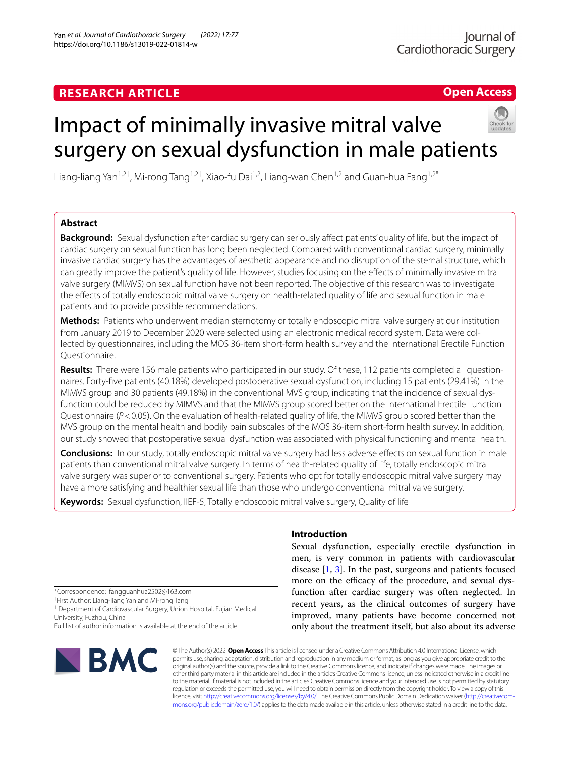RESEARCH ARTICLE

Open Access

# Impact of minimally invasive mitral valve surgery on sexual dysfunction in male patients

Liang-liang Yan[1,2†], Mi-rong Tang[1,2†], Xiao-fu Dai[1,2], Liang-wan Chen[1,2] and Guan-hua Fang[1,2*]

## Abstract

**Background:** Sexual dysfunction after cardiac surgery can seriously affect patients' quality of life, but the impact of cardiac surgery on sexual function has long been neglected. Compared with conventional cardiac surgery, minimally invasive cardiac surgery has the advantages of aesthetic appearance and no disruption of the sternal structure, which can greatly improve the patient's quality of life. However, studies focusing on the effects of minimally invasive mitral valve surgery (MIMVS) on sexual function have not been reported. The objective of this research was to investigate the effects of totally endoscopic mitral valve surgery on health-related quality of life and sexual function in male patients and to provide possible recommendations.

**Methods:** Patients who underwent median sternotomy or totally endoscopic mitral valve surgery at our institution from January 2019 to December 2020 were selected using an electronic medical record system. Data were collected by questionnaires, including the MOS 36-item short-form health survey and the International Erectile Function Questionnaire.

**Results:** There were 156 male patients who participated in our study. Of these, 112 patients completed all questionnaires. Forty-five patients (40.18%) developed postoperative sexual dysfunction, including 15 patients (29.41%) in the MIMVS group and 30 patients (49.18%) in the conventional MVS group, indicating that the incidence of sexual dysfunction could be reduced by MIMVS and that the MIMVS group scored better on the International Erectile Function Questionnaire ($P<0.05$). On the evaluation of health-related quality of life, the MIMVS group scored better than the MVS group on the mental health and bodily pain subscales of the MOS 36-item short-form health survey. In addition, our study showed that postoperative sexual dysfunction was associated with physical functioning and mental health.

**Conclusions:** In our study, totally endoscopic mitral valve surgery had less adverse effects on sexual function in male patients than conventional mitral valve surgery. In terms of health-related quality of life, totally endoscopic mitral valve surgery was superior to conventional surgery. Patients who opt for totally endoscopic mitral valve surgery may have a more satisfying and healthier sexual life than those who undergo conventional mitral valve surgery.

**Keywords:** Sexual dysfunction, IIEF-5, Totally endoscopic mitral valve surgery, Quality of life

## Introduction

Sexual dysfunction, especially erectile dysfunction in men, is very common in patients with cardiovascular disease [1, 3]. In the past, surgeons and patients focused more on the efficacy of the procedure, and sexual dysfunction after cardiac surgery was often neglected. In recent years, as the clinical outcomes of surgery have improved, many patients have become concerned not only about the treatment itself, but also about its adverse

*Correspondence: fangguanhua2502@163.com
†First Author: Liang-liang Yan and Mi-rong Tang
[1] Department of Cardiovascular Surgery, Union Hospital, Fujian Medical University, Fuzhou, China
Full list of author information is available at the end of the article

© The Author(s) 2022. **Open Access** This article is licensed under a Creative Commons Attribution 4.0 International License, which permits use, sharing, adaptation, distribution and reproduction in any medium or format, as long as you give appropriate credit to the original author(s) and the source, provide a link to the Creative Commons licence, and indicate if changes were made. The images or other third party material in this article are included in the article's Creative Commons licence, unless indicated otherwise in a credit line to the material. If material is not included in the article's Creative Commons licence and your intended use is not permitted by statutory regulation or exceeds the permitted use, you will need to obtain permission directly from the copyright holder. To view a copy of this licence, visit http://creativecommons.org/licenses/by/4.0/. The Creative Commons Public Domain Dedication waiver (http://creativecommons.org/publicdomain/zero/1.0/) applies to the data made available in this article, unless otherwise stated in a credit line to the data.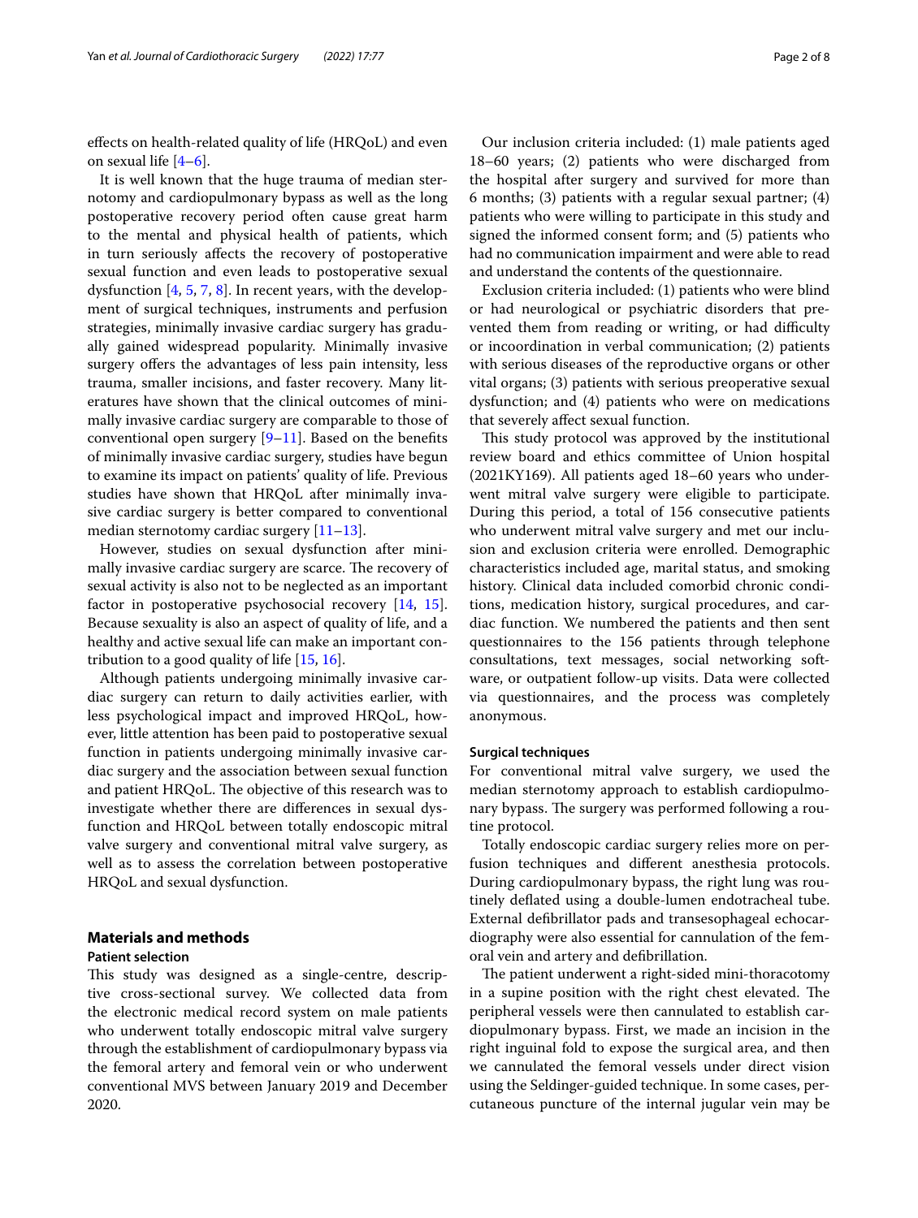effects on health-related quality of life (HRQoL) and even on sexual life [4–6].

It is well known that the huge trauma of median sternotomy and cardiopulmonary bypass as well as the long postoperative recovery period often cause great harm to the mental and physical health of patients, which in turn seriously affects the recovery of postoperative sexual function and even leads to postoperative sexual dysfunction [4, 5, 7, 8]. In recent years, with the development of surgical techniques, instruments and perfusion strategies, minimally invasive cardiac surgery has gradually gained widespread popularity. Minimally invasive surgery offers the advantages of less pain intensity, less trauma, smaller incisions, and faster recovery. Many literatures have shown that the clinical outcomes of minimally invasive cardiac surgery are comparable to those of conventional open surgery [9–11]. Based on the benefits of minimally invasive cardiac surgery, studies have begun to examine its impact on patients' quality of life. Previous studies have shown that HRQoL after minimally invasive cardiac surgery is better compared to conventional median sternotomy cardiac surgery [11–13].

However, studies on sexual dysfunction after minimally invasive cardiac surgery are scarce. The recovery of sexual activity is also not to be neglected as an important factor in postoperative psychosocial recovery [14, 15]. Because sexuality is also an aspect of quality of life, and a healthy and active sexual life can make an important contribution to a good quality of life [15, 16].

Although patients undergoing minimally invasive cardiac surgery can return to daily activities earlier, with less psychological impact and improved HRQoL, however, little attention has been paid to postoperative sexual function in patients undergoing minimally invasive cardiac surgery and the association between sexual function and patient HRQoL. The objective of this research was to investigate whether there are differences in sexual dysfunction and HRQoL between totally endoscopic mitral valve surgery and conventional mitral valve surgery, as well as to assess the correlation between postoperative HRQoL and sexual dysfunction.

## Materials and methods

### Patient selection

This study was designed as a single-centre, descriptive cross-sectional survey. We collected data from the electronic medical record system on male patients who underwent totally endoscopic mitral valve surgery through the establishment of cardiopulmonary bypass via the femoral artery and femoral vein or who underwent conventional MVS between January 2019 and December 2020.

Our inclusion criteria included: (1) male patients aged 18–60 years; (2) patients who were discharged from the hospital after surgery and survived for more than 6 months; (3) patients with a regular sexual partner; (4) patients who were willing to participate in this study and signed the informed consent form; and (5) patients who had no communication impairment and were able to read and understand the contents of the questionnaire.

Exclusion criteria included: (1) patients who were blind or had neurological or psychiatric disorders that prevented them from reading or writing, or had difficulty or incoordination in verbal communication; (2) patients with serious diseases of the reproductive organs or other vital organs; (3) patients with serious preoperative sexual dysfunction; and (4) patients who were on medications that severely affect sexual function.

This study protocol was approved by the institutional review board and ethics committee of Union hospital (2021KY169). All patients aged 18–60 years who underwent mitral valve surgery were eligible to participate. During this period, a total of 156 consecutive patients who underwent mitral valve surgery and met our inclusion and exclusion criteria were enrolled. Demographic characteristics included age, marital status, and smoking history. Clinical data included comorbid chronic conditions, medication history, surgical procedures, and cardiac function. We numbered the patients and then sent questionnaires to the 156 patients through telephone consultations, text messages, social networking software, or outpatient follow-up visits. Data were collected via questionnaires, and the process was completely anonymous.

### Surgical techniques

For conventional mitral valve surgery, we used the median sternotomy approach to establish cardiopulmonary bypass. The surgery was performed following a routine protocol.

Totally endoscopic cardiac surgery relies more on perfusion techniques and different anesthesia protocols. During cardiopulmonary bypass, the right lung was routinely deflated using a double-lumen endotracheal tube. External defibrillator pads and transesophageal echocardiography were also essential for cannulation of the femoral vein and artery and defibrillation.

The patient underwent a right-sided mini-thoracotomy in a supine position with the right chest elevated. The peripheral vessels were then cannulated to establish cardiopulmonary bypass. First, we made an incision in the right inguinal fold to expose the surgical area, and then we cannulated the femoral vessels under direct vision using the Seldinger-guided technique. In some cases, percutaneous puncture of the internal jugular vein may be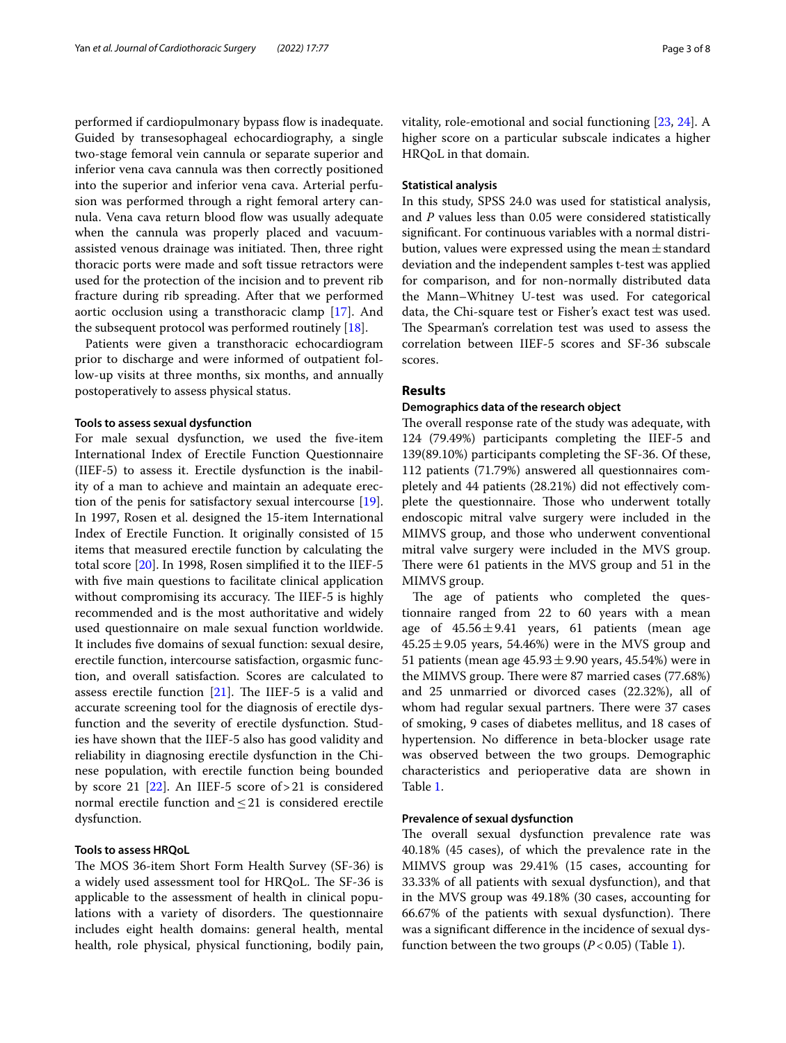performed if cardiopulmonary bypass flow is inadequate. Guided by transesophageal echocardiography, a single two-stage femoral vein cannula or separate superior and inferior vena cava cannula was then correctly positioned into the superior and inferior vena cava. Arterial perfusion was performed through a right femoral artery cannula. Vena cava return blood flow was usually adequate when the cannula was properly placed and vacuum-assisted venous drainage was initiated. Then, three right thoracic ports were made and soft tissue retractors were used for the protection of the incision and to prevent rib fracture during rib spreading. After that we performed aortic occlusion using a transthoracic clamp [17]. And the subsequent protocol was performed routinely [18].

Patients were given a transthoracic echocardiogram prior to discharge and were informed of outpatient follow-up visits at three months, six months, and annually postoperatively to assess physical status.

#### Tools to assess sexual dysfunction

For male sexual dysfunction, we used the five-item International Index of Erectile Function Questionnaire (IIEF-5) to assess it. Erectile dysfunction is the inability of a man to achieve and maintain an adequate erection of the penis for satisfactory sexual intercourse [19]. In 1997, Rosen et al. designed the 15-item International Index of Erectile Function. It originally consisted of 15 items that measured erectile function by calculating the total score [20]. In 1998, Rosen simplified it to the IIEF-5 with five main questions to facilitate clinical application without compromising its accuracy. The IIEF-5 is highly recommended and is the most authoritative and widely used questionnaire on male sexual function worldwide. It includes five domains of sexual function: sexual desire, erectile function, intercourse satisfaction, orgasmic function, and overall satisfaction. Scores are calculated to assess erectile function [21]. The IIEF-5 is a valid and accurate screening tool for the diagnosis of erectile dysfunction and the severity of erectile dysfunction. Studies have shown that the IIEF-5 also has good validity and reliability in diagnosing erectile dysfunction in the Chinese population, with erectile function being bounded by score 21 [22]. An IIEF-5 score of $>21$ is considered normal erectile function and $\leq 21$ is considered erectile dysfunction.

#### Tools to assess HRQoL

The MOS 36-item Short Form Health Survey (SF-36) is a widely used assessment tool for HRQoL. The SF-36 is applicable to the assessment of health in clinical populations with a variety of disorders. The questionnaire includes eight health domains: general health, mental health, role physical, physical functioning, bodily pain, vitality, role-emotional and social functioning [23, 24]. A higher score on a particular subscale indicates a higher HRQoL in that domain.

#### Statistical analysis

In this study, SPSS 24.0 was used for statistical analysis, and *P* values less than 0.05 were considered statistically significant. For continuous variables with a normal distribution, values were expressed using the mean ± standard deviation and the independent samples t-test was applied for comparison, and for non-normally distributed data the Mann–Whitney U-test was used. For categorical data, the Chi-square test or Fisher's exact test was used. The Spearman's correlation test was used to assess the correlation between IIEF-5 scores and SF-36 subscale scores.

## Results

#### Demographics data of the research object

The overall response rate of the study was adequate, with 124 (79.49%) participants completing the IIEF-5 and 139(89.10%) participants completing the SF-36. Of these, 112 patients (71.79%) answered all questionnaires completely and 44 patients (28.21%) did not effectively complete the questionnaire. Those who underwent totally endoscopic mitral valve surgery were included in the MIMVS group, and those who underwent conventional mitral valve surgery were included in the MVS group. There were 61 patients in the MVS group and 51 in the MIMVS group.

The age of patients who completed the questionnaire ranged from 22 to 60 years with a mean age of $45.56 \pm 9.41$ years, 61 patients (mean age $45.25 \pm 9.05$ years, 54.46%) were in the MVS group and 51 patients (mean age $45.93 \pm 9.90$ years, 45.54%) were in the MIMVS group. There were 87 married cases (77.68%) and 25 unmarried or divorced cases (22.32%), all of whom had regular sexual partners. There were 37 cases of smoking, 9 cases of diabetes mellitus, and 18 cases of hypertension. No difference in beta-blocker usage rate was observed between the two groups. Demographic characteristics and perioperative data are shown in Table 1.

#### Prevalence of sexual dysfunction

The overall sexual dysfunction prevalence rate was 40.18% (45 cases), of which the prevalence rate in the MIMVS group was 29.41% (15 cases, accounting for 33.33% of all patients with sexual dysfunction), and that in the MVS group was 49.18% (30 cases, accounting for 66.67% of the patients with sexual dysfunction). There was a significant difference in the incidence of sexual dysfunction between the two groups ($P < 0.05$) (Table 1).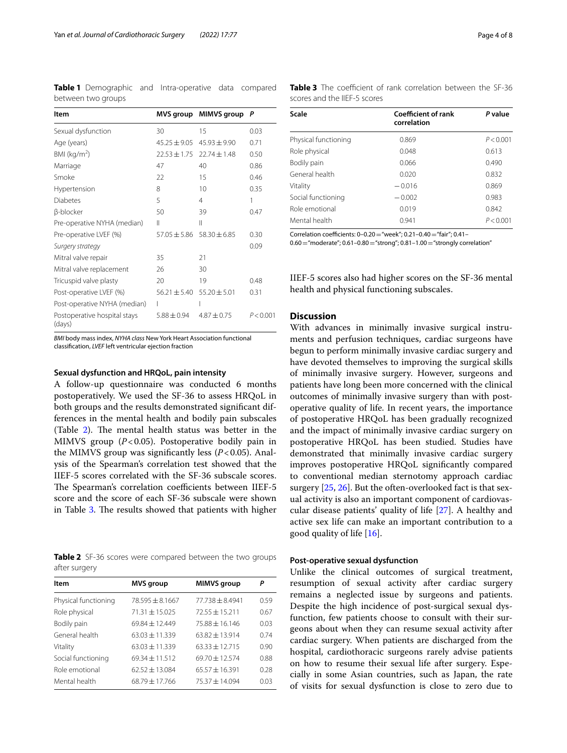**Table 1** Demographic and Intra-operative data compared between two groups

| Item | MVS group | MIMVS group | P |
|---|---|---|---|
| Sexual dysfunction | 30 | 15 | 0.03 |
| Age (years) | 45.25 ± 9.05 | 45.93 ± 9.90 | 0.71 |
| BMI (kg/m$^2$) | 22.53 ± 1.75 | 22.74 ± 1.48 | 0.50 |
| Marriage | 47 | 40 | 0.86 |
| Smoke | 22 | 15 | 0.46 |
| Hypertension | 8 | 10 | 0.35 |
| Diabetes | 5 | 4 | 1 |
| β-blocker | 50 | 39 | 0.47 |
| Pre-operative NYHA (median) | II | II | |
| Pre-operative LVEF (%) | 57.05 ± 5.86 | 58.30 ± 6.85 | 0.30 |
| *Surgery strategy* | | | 0.09 |
| Mitral valve repair | 35 | 21 | |
| Mitral valve replacement | 26 | 30 | |
| Tricuspid valve plasty | 20 | 19 | 0.48 |
| Post-operative LVEF (%) | 56.21 ± 5.40 | 55.20 ± 5.01 | 0.31 |
| Post-operative NYHA (median) | I | I | |
| Postoperative hospital stays (days) | 5.88 ± 0.94 | 4.87 ± 0.75 | $P < 0.001$ |

*BMI* body mass index, *NYHA class* New York Heart Association functional classification, *LVEF* left ventricular ejection fraction

### Sexual dysfunction and HRQoL, pain intensity

A follow-up questionnaire was conducted 6 months postoperatively. We used the SF-36 to assess HRQoL in both groups and the results demonstrated significant differences in the mental health and bodily pain subscales (Table 2). The mental health status was better in the MIMVS group ($P < 0.05$). Postoperative bodily pain in the MIMVS group was significantly less ($P < 0.05$). Analysis of the Spearman's correlation test showed that the IIEF-5 scores correlated with the SF-36 subscale scores. The Spearman's correlation coefficients between IIEF-5 score and the score of each SF-36 subscale were shown in Table 3. The results showed that patients with higher IIEF-5 scores also had higher scores on the SF-36 mental health and physical functioning subscales.

**Table 2** SF-36 scores were compared between the two groups after surgery

| Item | MVS group | MIMVS group | P |
|---|---|---|---|
| Physical functioning | 78.595 ± 8.1667 | 77.738 ± 8.4941 | 0.59 |
| Role physical | 71.31 ± 15.025 | 72.55 ± 15.211 | 0.67 |
| Bodily pain | 69.84 ± 12.449 | 75.88 ± 16.146 | 0.03 |
| General health | 63.03 ± 11.339 | 63.82 ± 13.914 | 0.74 |
| Vitality | 63.03 ± 11.339 | 63.33 ± 12.715 | 0.90 |
| Social functioning | 69.34 ± 11.512 | 69.70 ± 12.574 | 0.88 |
| Role emotional | 62.52 ± 13.084 | 65.57 ± 16.391 | 0.28 |
| Mental health | 68.79 ± 17.766 | 75.37 ± 14.094 | 0.03 |

**Table 3** The coefficient of rank correlation between the SF-36 scores and the IIEF-5 scores

| Scale | Coefficient of rank correlation | P value |
|---|---|---|
| Physical functioning | 0.869 | $P < 0.001$ |
| Role physical | 0.048 | 0.613 |
| Bodily pain | 0.066 | 0.490 |
| General health | 0.020 | 0.832 |
| Vitality | −0.016 | 0.869 |
| Social functioning | −0.002 | 0.983 |
| Role emotional | 0.019 | 0.842 |
| Mental health | 0.941 | $P < 0.001$ |

Correlation coefficients: 0–0.20 = "week"; 0.21–0.40 = "fair"; 0.41–0.60 = "moderate"; 0.61–0.80 = "strong"; 0.81–1.00 = "strongly correlation"

## Discussion

With advances in minimally invasive surgical instruments and perfusion techniques, cardiac surgeons have begun to perform minimally invasive cardiac surgery and have devoted themselves to improving the surgical skills of minimally invasive surgery. However, surgeons and patients have long been more concerned with the clinical outcomes of minimally invasive surgery than with postoperative quality of life. In recent years, the importance of postoperative HRQoL has been gradually recognized and the impact of minimally invasive cardiac surgery on postoperative HRQoL has been studied. Studies have demonstrated that minimally invasive cardiac surgery improves postoperative HRQoL significantly compared to conventional median sternotomy approach cardiac surgery [25, 26]. But the often-overlooked fact is that sexual activity is also an important component of cardiovascular disease patients' quality of life [27]. A healthy and active sex life can make an important contribution to a good quality of life [16].

### Post-operative sexual dysfunction

Unlike the clinical outcomes of surgical treatment, resumption of sexual activity after cardiac surgery remains a neglected issue by surgeons and patients. Despite the high incidence of post-surgical sexual dysfunction, few patients choose to consult with their surgeons about when they can resume sexual activity after cardiac surgery. When patients are discharged from the hospital, cardiothoracic surgeons rarely advise patients on how to resume their sexual life after surgery. Especially in some Asian countries, such as Japan, the rate of visits for sexual dysfunction is close to zero due to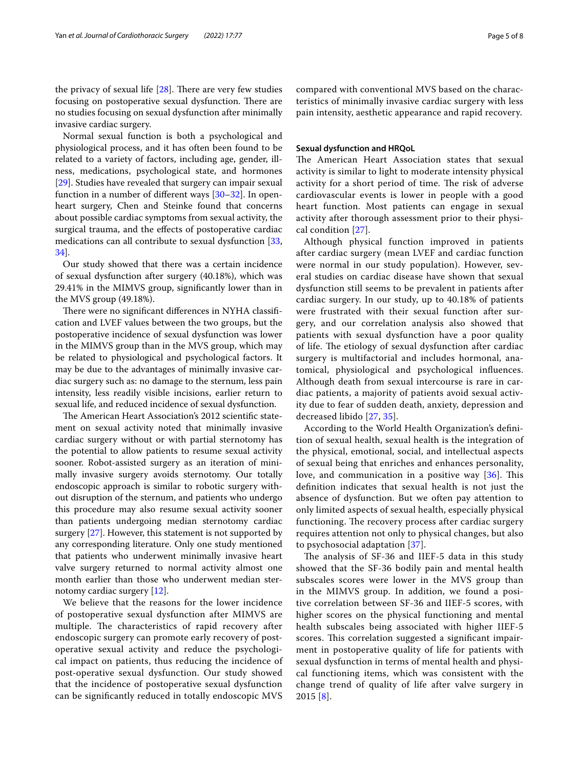the privacy of sexual life [28]. There are very few studies focusing on postoperative sexual dysfunction. There are no studies focusing on sexual dysfunction after minimally invasive cardiac surgery.

Normal sexual function is both a psychological and physiological process, and it has often been found to be related to a variety of factors, including age, gender, illness, medications, psychological state, and hormones [29]. Studies have revealed that surgery can impair sexual function in a number of different ways [30–32]. In open-heart surgery, Chen and Steinke found that concerns about possible cardiac symptoms from sexual activity, the surgical trauma, and the effects of postoperative cardiac medications can all contribute to sexual dysfunction [33, 34].

Our study showed that there was a certain incidence of sexual dysfunction after surgery (40.18%), which was 29.41% in the MIMVS group, significantly lower than in the MVS group (49.18%).

There were no significant differences in NYHA classification and LVEF values between the two groups, but the postoperative incidence of sexual dysfunction was lower in the MIMVS group than in the MVS group, which may be related to physiological and psychological factors. It may be due to the advantages of minimally invasive cardiac surgery such as: no damage to the sternum, less pain intensity, less readily visible incisions, earlier return to sexual life, and reduced incidence of sexual dysfunction.

The American Heart Association's 2012 scientific statement on sexual activity noted that minimally invasive cardiac surgery without or with partial sternotomy has the potential to allow patients to resume sexual activity sooner. Robot-assisted surgery as an iteration of minimally invasive surgery avoids sternotomy. Our totally endoscopic approach is similar to robotic surgery without disruption of the sternum, and patients who undergo this procedure may also resume sexual activity sooner than patients undergoing median sternotomy cardiac surgery [27]. However, this statement is not supported by any corresponding literature. Only one study mentioned that patients who underwent minimally invasive heart valve surgery returned to normal activity almost one month earlier than those who underwent median sternotomy cardiac surgery [12].

We believe that the reasons for the lower incidence of postoperative sexual dysfunction after MIMVS are multiple. The characteristics of rapid recovery after endoscopic surgery can promote early recovery of postoperative sexual activity and reduce the psychological impact on patients, thus reducing the incidence of post-operative sexual dysfunction. Our study showed that the incidence of postoperative sexual dysfunction can be significantly reduced in totally endoscopic MVS compared with conventional MVS based on the characteristics of minimally invasive cardiac surgery with less pain intensity, aesthetic appearance and rapid recovery.

### Sexual dysfunction and HRQoL

The American Heart Association states that sexual activity is similar to light to moderate intensity physical activity for a short period of time. The risk of adverse cardiovascular events is lower in people with a good heart function. Most patients can engage in sexual activity after thorough assessment prior to their physical condition [27].

Although physical function improved in patients after cardiac surgery (mean LVEF and cardiac function were normal in our study population). However, several studies on cardiac disease have shown that sexual dysfunction still seems to be prevalent in patients after cardiac surgery. In our study, up to 40.18% of patients were frustrated with their sexual function after surgery, and our correlation analysis also showed that patients with sexual dysfunction have a poor quality of life. The etiology of sexual dysfunction after cardiac surgery is multifactorial and includes hormonal, anatomical, physiological and psychological influences. Although death from sexual intercourse is rare in cardiac patients, a majority of patients avoid sexual activity due to fear of sudden death, anxiety, depression and decreased libido [27, 35].

According to the World Health Organization's definition of sexual health, sexual health is the integration of the physical, emotional, social, and intellectual aspects of sexual being that enriches and enhances personality, love, and communication in a positive way [36]. This definition indicates that sexual health is not just the absence of dysfunction. But we often pay attention to only limited aspects of sexual health, especially physical functioning. The recovery process after cardiac surgery requires attention not only to physical changes, but also to psychosocial adaptation [37].

The analysis of SF-36 and IIEF-5 data in this study showed that the SF-36 bodily pain and mental health subscales scores were lower in the MVS group than in the MIMVS group. In addition, we found a positive correlation between SF-36 and IIEF-5 scores, with higher scores on the physical functioning and mental health subscales being associated with higher IIEF-5 scores. This correlation suggested a significant impairment in postoperative quality of life for patients with sexual dysfunction in terms of mental health and physical functioning items, which was consistent with the change trend of quality of life after valve surgery in 2015 [8].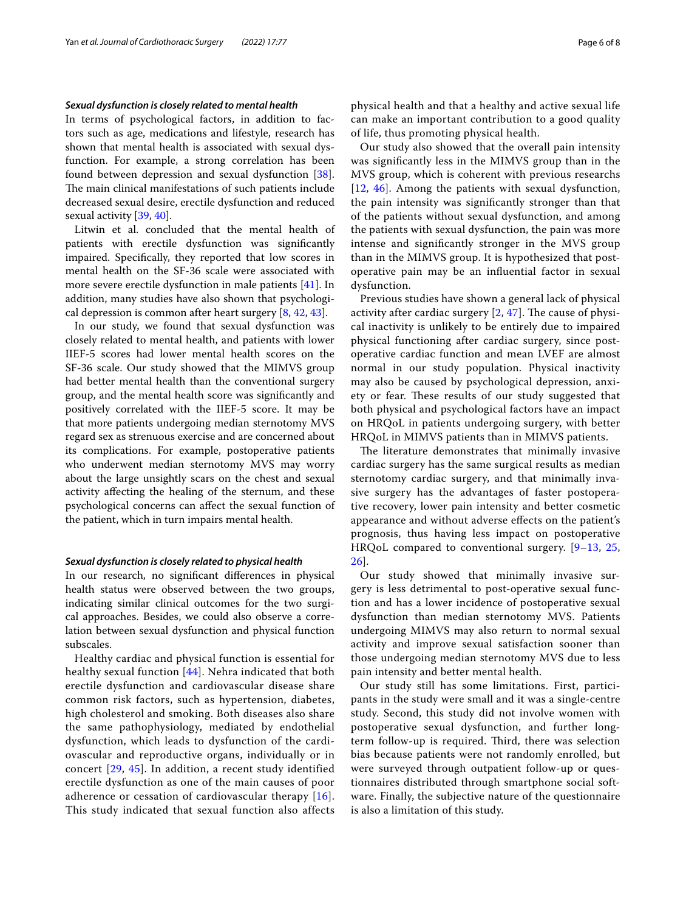### *Sexual dysfunction is closely related to mental health*

In terms of psychological factors, in addition to factors such as age, medications and lifestyle, research has shown that mental health is associated with sexual dysfunction. For example, a strong correlation has been found between depression and sexual dysfunction [38]. The main clinical manifestations of such patients include decreased sexual desire, erectile dysfunction and reduced sexual activity [39, 40].

Litwin et al. concluded that the mental health of patients with erectile dysfunction was significantly impaired. Specifically, they reported that low scores in mental health on the SF-36 scale were associated with more severe erectile dysfunction in male patients [41]. In addition, many studies have also shown that psychological depression is common after heart surgery [8, 42, 43].

In our study, we found that sexual dysfunction was closely related to mental health, and patients with lower IIEF-5 scores had lower mental health scores on the SF-36 scale. Our study showed that the MIMVS group had better mental health than the conventional surgery group, and the mental health score was significantly and positively correlated with the IIEF-5 score. It may be that more patients undergoing median sternotomy MVS regard sex as strenuous exercise and are concerned about its complications. For example, postoperative patients who underwent median sternotomy MVS may worry about the large unsightly scars on the chest and sexual activity affecting the healing of the sternum, and these psychological concerns can affect the sexual function of the patient, which in turn impairs mental health.

### *Sexual dysfunction is closely related to physical health*

In our research, no significant differences in physical health status were observed between the two groups, indicating similar clinical outcomes for the two surgical approaches. Besides, we could also observe a correlation between sexual dysfunction and physical function subscales.

Healthy cardiac and physical function is essential for healthy sexual function [44]. Nehra indicated that both erectile dysfunction and cardiovascular disease share common risk factors, such as hypertension, diabetes, high cholesterol and smoking. Both diseases also share the same pathophysiology, mediated by endothelial dysfunction, which leads to dysfunction of the cardiovascular and reproductive organs, individually or in concert [29, 45]. In addition, a recent study identified erectile dysfunction as one of the main causes of poor adherence or cessation of cardiovascular therapy [16]. This study indicated that sexual function also affects physical health and that a healthy and active sexual life can make an important contribution to a good quality of life, thus promoting physical health.

Our study also showed that the overall pain intensity was significantly less in the MIMVS group than in the MVS group, which is coherent with previous researchs [12, 46]. Among the patients with sexual dysfunction, the pain intensity was significantly stronger than that of the patients without sexual dysfunction, and among the patients with sexual dysfunction, the pain was more intense and significantly stronger in the MVS group than in the MIMVS group. It is hypothesized that postoperative pain may be an influential factor in sexual dysfunction.

Previous studies have shown a general lack of physical activity after cardiac surgery [2, 47]. The cause of physical inactivity is unlikely to be entirely due to impaired physical functioning after cardiac surgery, since postoperative cardiac function and mean LVEF are almost normal in our study population. Physical inactivity may also be caused by psychological depression, anxiety or fear. These results of our study suggested that both physical and psychological factors have an impact on HRQoL in patients undergoing surgery, with better HRQoL in MIMVS patients than in MIMVS patients.

The literature demonstrates that minimally invasive cardiac surgery has the same surgical results as median sternotomy cardiac surgery, and that minimally invasive surgery has the advantages of faster postoperative recovery, lower pain intensity and better cosmetic appearance and without adverse effects on the patient's prognosis, thus having less impact on postoperative HRQoL compared to conventional surgery. [9–13, 25, 26].

Our study showed that minimally invasive surgery is less detrimental to post-operative sexual function and has a lower incidence of postoperative sexual dysfunction than median sternotomy MVS. Patients undergoing MIMVS may also return to normal sexual activity and improve sexual satisfaction sooner than those undergoing median sternotomy MVS due to less pain intensity and better mental health.

Our study still has some limitations. First, participants in the study were small and it was a single-centre study. Second, this study did not involve women with postoperative sexual dysfunction, and further long-term follow-up is required. Third, there was selection bias because patients were not randomly enrolled, but were surveyed through outpatient follow-up or questionnaires distributed through smartphone social software. Finally, the subjective nature of the questionnaire is also a limitation of this study.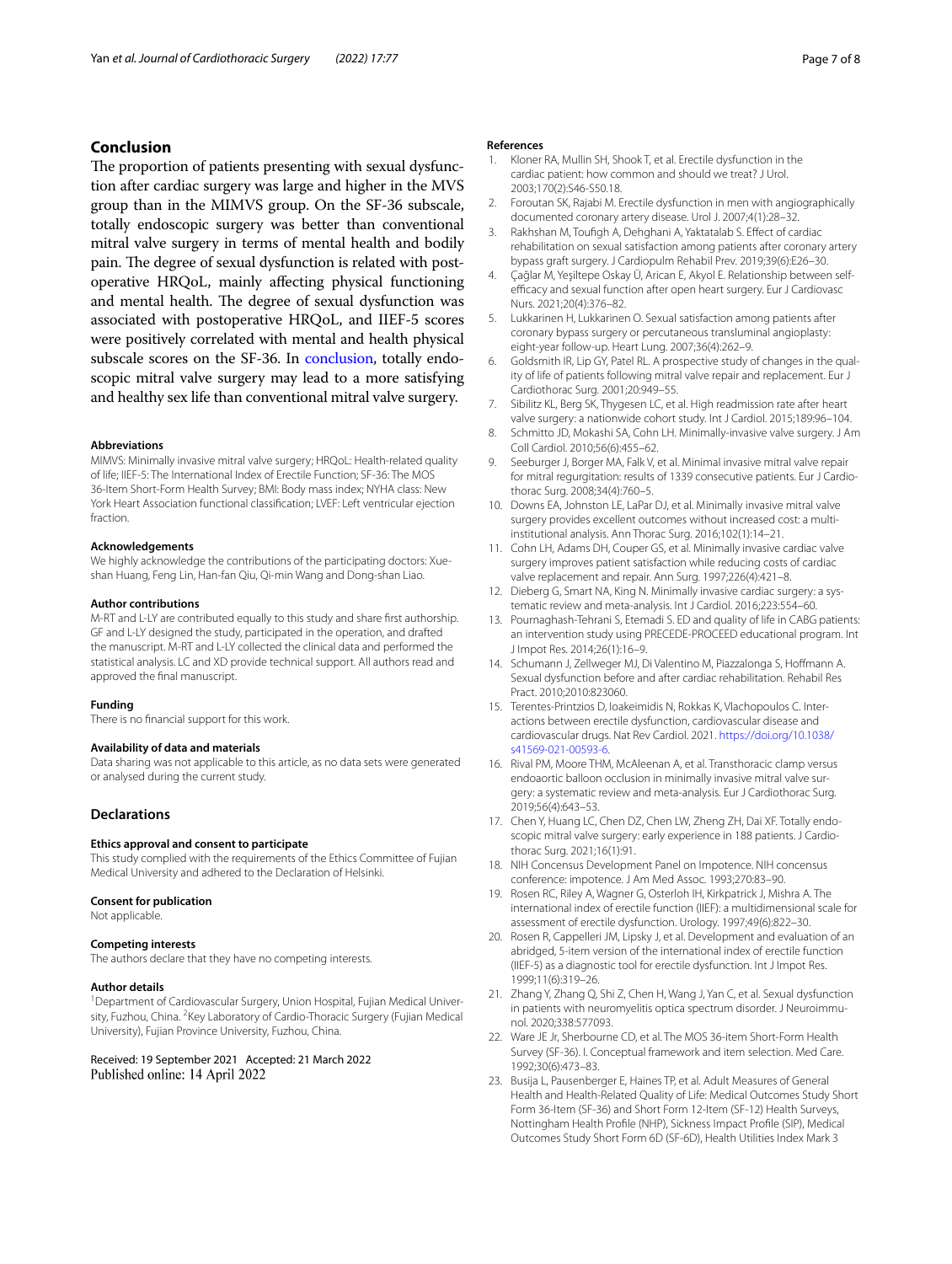## Conclusion

The proportion of patients presenting with sexual dysfunction after cardiac surgery was large and higher in the MVS group than in the MIMVS group. On the SF-36 subscale, totally endoscopic surgery was better than conventional mitral valve surgery in terms of mental health and bodily pain. The degree of sexual dysfunction is related with postoperative HRQoL, mainly affecting physical functioning and mental health. The degree of sexual dysfunction was associated with postoperative HRQoL, and IIEF-5 scores were positively correlated with mental and health physical subscale scores on the SF-36. In conclusion, totally endoscopic mitral valve surgery may lead to a more satisfying and healthy sex life than conventional mitral valve surgery.

#### Abbreviations

MIMVS: Minimally invasive mitral valve surgery; HRQoL: Health-related quality of life; IIEF-5: The International Index of Erectile Function; SF-36: The MOS 36-Item Short-Form Health Survey; BMI: Body mass index; NYHA class: New York Heart Association functional classification; LVEF: Left ventricular ejection fraction.

#### Acknowledgements

We highly acknowledge the contributions of the participating doctors: Xue-shan Huang, Feng Lin, Han-fan Qiu, Qi-min Wang and Dong-shan Liao.

#### Author contributions

M-RT and L-LY are contributed equally to this study and share first authorship. GF and L-LY designed the study, participated in the operation, and drafted the manuscript. M-RT and L-LY collected the clinical data and performed the statistical analysis. LC and XD provide technical support. All authors read and approved the final manuscript.

#### Funding

There is no financial support for this work.

#### Availability of data and materials

Data sharing was not applicable to this article, as no data sets were generated or analysed during the current study.

## Declarations

#### Ethics approval and consent to participate

This study complied with the requirements of the Ethics Committee of Fujian Medical University and adhered to the Declaration of Helsinki.

#### Consent for publication

Not applicable.

#### Competing interests

The authors declare that they have no competing interests.

#### Author details

[1]Department of Cardiovascular Surgery, Union Hospital, Fujian Medical University, Fuzhou, China. [2]Key Laboratory of Cardio-Thoracic Surgery (Fujian Medical University), Fujian Province University, Fuzhou, China.

Received: 19 September 2021 Accepted: 21 March 2022
Published online: 14 April 2022

#### References

1. Kloner RA, Mullin SH, Shook T, et al. Erectile dysfunction in the cardiac patient: how common and should we treat? J Urol. 2003;170(2):S46-S50.18.
2. Foroutan SK, Rajabi M. Erectile dysfunction in men with angiographically documented coronary artery disease. Urol J. 2007;4(1):28–32.
3. Rakhshan M, Toufigh A, Dehghani A, Yaktatalab S. Effect of cardiac rehabilitation on sexual satisfaction among patients after coronary artery bypass graft surgery. J Cardiopulm Rehabil Prev. 2019;39(6):E26–30.
4. Çağlar M, Yeşiltepe Oskay Ü, Arican E, Akyol E. Relationship between self-efficacy and sexual function after open heart surgery. Eur J Cardiovasc Nurs. 2021;20(4):376–82.
5. Lukkarinen H, Lukkarinen O. Sexual satisfaction among patients after coronary bypass surgery or percutaneous transluminal angioplasty: eight-year follow-up. Heart Lung. 2007;36(4):262–9.
6. Goldsmith IR, Lip GY, Patel RL. A prospective study of changes in the quality of life of patients following mitral valve repair and replacement. Eur J Cardiothorac Surg. 2001;20:949–55.
7. Sibilitz KL, Berg SK, Thygesen LC, et al. High readmission rate after heart valve surgery: a nationwide cohort study. Int J Cardiol. 2015;189:96–104.
8. Schmitto JD, Mokashi SA, Cohn LH. Minimally-invasive valve surgery. J Am Coll Cardiol. 2010;56(6):455–62.
9. Seeburger J, Borger MA, Falk V, et al. Minimal invasive mitral valve repair for mitral regurgitation: results of 1339 consecutive patients. Eur J Cardiothorac Surg. 2008;34(4):760–5.
10. Downs EA, Johnston LE, LaPar DJ, et al. Minimally invasive mitral valve surgery provides excellent outcomes without increased cost: a multi-institutional analysis. Ann Thorac Surg. 2016;102(1):14–21.
11. Cohn LH, Adams DH, Couper GS, et al. Minimally invasive cardiac valve surgery improves patient satisfaction while reducing costs of cardiac valve replacement and repair. Ann Surg. 1997;226(4):421–8.
12. Dieberg G, Smart NA, King N. Minimally invasive cardiac surgery: a systematic review and meta-analysis. Int J Cardiol. 2016;223:554–60.
13. Pournaghash-Tehrani S, Etemadi S. ED and quality of life in CABG patients: an intervention study using PRECEDE-PROCEED educational program. Int J Impot Res. 2014;26(1):16–9.
14. Schumann J, Zellweger MJ, Di Valentino M, Piazzalonga S, Hoffmann A. Sexual dysfunction before and after cardiac rehabilitation. Rehabil Res Pract. 2010;2010:823060.
15. Terentes-Printzios D, Ioakeimidis N, Rokkas K, Vlachopoulos C. Interactions between erectile dysfunction, cardiovascular disease and cardiovascular drugs. Nat Rev Cardiol. 2021. https://doi.org/10.1038/s41569-021-00593-6.
16. Rival PM, Moore THM, McAleenan A, et al. Transthoracic clamp versus endoaortic balloon occlusion in minimally invasive mitral valve surgery: a systematic review and meta-analysis. Eur J Cardiothorac Surg. 2019;56(4):643–53.
17. Chen Y, Huang LC, Chen DZ, Chen LW, Zheng ZH, Dai XF. Totally endoscopic mitral valve surgery: early experience in 188 patients. J Cardiothorac Surg. 2021;16(1):91.
18. NIH Concensus Development Panel on Impotence. NIH concensus conference: impotence. J Am Med Assoc. 1993;270:83–90.
19. Rosen RC, Riley A, Wagner G, Osterloh IH, Kirkpatrick J, Mishra A. The international index of erectile function (IIEF): a multidimensional scale for assessment of erectile dysfunction. Urology. 1997;49(6):822–30.
20. Rosen R, Cappelleri JM, Lipsky J, et al. Development and evaluation of an abridged, 5-item version of the international index of erectile function (IIEF-5) as a diagnostic tool for erectile dysfunction. Int J Impot Res. 1999;11(6):319–26.
21. Zhang Y, Zhang Q, Shi Z, Chen H, Wang J, Yan C, et al. Sexual dysfunction in patients with neuromyelitis optica spectrum disorder. J Neuroimmunol. 2020;338:577093.
22. Ware JE Jr, Sherbourne CD, et al. The MOS 36-item Short-Form Health Survey (SF-36). I. Conceptual framework and item selection. Med Care. 1992;30(6):473–83.
23. Busija L, Pausenberger E, Haines TP, et al. Adult Measures of General Health and Health-Related Quality of Life: Medical Outcomes Study Short Form 36-Item (SF-36) and Short Form 12-Item (SF-12) Health Surveys, Nottingham Health Profile (NHP), Sickness Impact Profile (SIP), Medical Outcomes Study Short Form 6D (SF-6D), Health Utilities Index Mark 3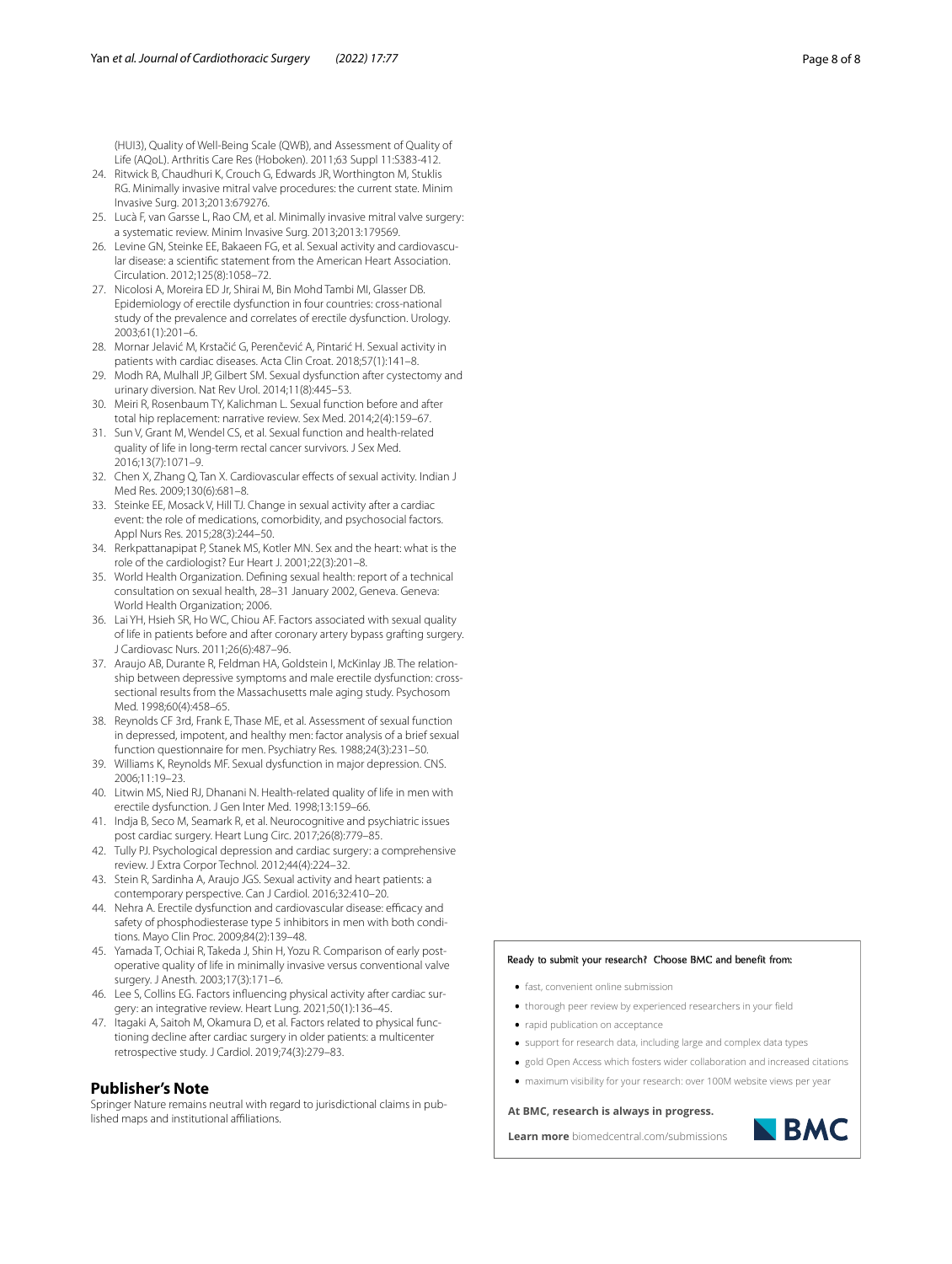(HUI3), Quality of Well-Being Scale (QWB), and Assessment of Quality of Life (AQoL). Arthritis Care Res (Hoboken). 2011;63 Suppl 11:S383-412.

24. Ritwick B, Chaudhuri K, Crouch G, Edwards JR, Worthington M, Stuklis RG. Minimally invasive mitral valve procedures: the current state. Minim Invasive Surg. 2013;2013:679276.
25. Lucà F, van Garsse L, Rao CM, et al. Minimally invasive mitral valve surgery: a systematic review. Minim Invasive Surg. 2013;2013:179569.
26. Levine GN, Steinke EE, Bakaeen FG, et al. Sexual activity and cardiovascular disease: a scientific statement from the American Heart Association. Circulation. 2012;125(8):1058–72.
27. Nicolosi A, Moreira ED Jr, Shirai M, Bin Mohd Tambi MI, Glasser DB. Epidemiology of erectile dysfunction in four countries: cross-national study of the prevalence and correlates of erectile dysfunction. Urology. 2003;61(1):201–6.
28. Mornar Jelavić M, Krstačić G, Perenčević A, Pintarić H. Sexual activity in patients with cardiac diseases. Acta Clin Croat. 2018;57(1):141–8.
29. Modh RA, Mulhall JP, Gilbert SM. Sexual dysfunction after cystectomy and urinary diversion. Nat Rev Urol. 2014;11(8):445–53.
30. Meiri R, Rosenbaum TY, Kalichman L. Sexual function before and after total hip replacement: narrative review. Sex Med. 2014;2(4):159–67.
31. Sun V, Grant M, Wendel CS, et al. Sexual function and health-related quality of life in long-term rectal cancer survivors. J Sex Med. 2016;13(7):1071–9.
32. Chen X, Zhang Q, Tan X. Cardiovascular effects of sexual activity. Indian J Med Res. 2009;130(6):681–8.
33. Steinke EE, Mosack V, Hill TJ. Change in sexual activity after a cardiac event: the role of medications, comorbidity, and psychosocial factors. Appl Nurs Res. 2015;28(3):244–50.
34. Rerkpattanapipat P, Stanek MS, Kotler MN. Sex and the heart: what is the role of the cardiologist? Eur Heart J. 2001;22(3):201–8.
35. World Health Organization. Defining sexual health: report of a technical consultation on sexual health, 28–31 January 2002, Geneva. Geneva: World Health Organization; 2006.
36. Lai YH, Hsieh SR, Ho WC, Chiou AF. Factors associated with sexual quality of life in patients before and after coronary artery bypass grafting surgery. J Cardiovasc Nurs. 2011;26(6):487–96.
37. Araujo AB, Durante R, Feldman HA, Goldstein I, McKinlay JB. The relationship between depressive symptoms and male erectile dysfunction: cross-sectional results from the Massachusetts male aging study. Psychosom Med. 1998;60(4):458–65.
38. Reynolds CF 3rd, Frank E, Thase ME, et al. Assessment of sexual function in depressed, impotent, and healthy men: factor analysis of a brief sexual function questionnaire for men. Psychiatry Res. 1988;24(3):231–50.
39. Williams K, Reynolds MF. Sexual dysfunction in major depression. CNS. 2006;11:19–23.
40. Litwin MS, Nied RJ, Dhanani N. Health-related quality of life in men with erectile dysfunction. J Gen Inter Med. 1998;13:159–66.
41. Indja B, Seco M, Seamark R, et al. Neurocognitive and psychiatric issues post cardiac surgery. Heart Lung Circ. 2017;26(8):779–85.
42. Tully PJ. Psychological depression and cardiac surgery: a comprehensive review. J Extra Corpor Technol. 2012;44(4):224–32.
43. Stein R, Sardinha A, Araujo JGS. Sexual activity and heart patients: a contemporary perspective. Can J Cardiol. 2016;32:410–20.
44. Nehra A. Erectile dysfunction and cardiovascular disease: efficacy and safety of phosphodiesterase type 5 inhibitors in men with both conditions. Mayo Clin Proc. 2009;84(2):139–48.
45. Yamada T, Ochiai R, Takeda J, Shin H, Yozu R. Comparison of early postoperative quality of life in minimally invasive versus conventional valve surgery. J Anesth. 2003;17(3):171–6.
46. Lee S, Collins EG. Factors influencing physical activity after cardiac surgery: an integrative review. Heart Lung. 2021;50(1):136–45.
47. Itagaki A, Saitoh M, Okamura D, et al. Factors related to physical functioning decline after cardiac surgery in older patients: a multicenter retrospective study. J Cardiol. 2019;74(3):279–83.

## Publisher's Note

Springer Nature remains neutral with regard to jurisdictional claims in published maps and institutional affiliations.

Ready to submit your research? Choose BMC and benefit from:

- fast, convenient online submission
- thorough peer review by experienced researchers in your field
- rapid publication on acceptance
- support for research data, including large and complex data types
- gold Open Access which fosters wider collaboration and increased citations
- maximum visibility for your research: over 100M website views per year

**At BMC, research is always in progress.**

**Learn more** biomedcentral.com/submissions

BMC